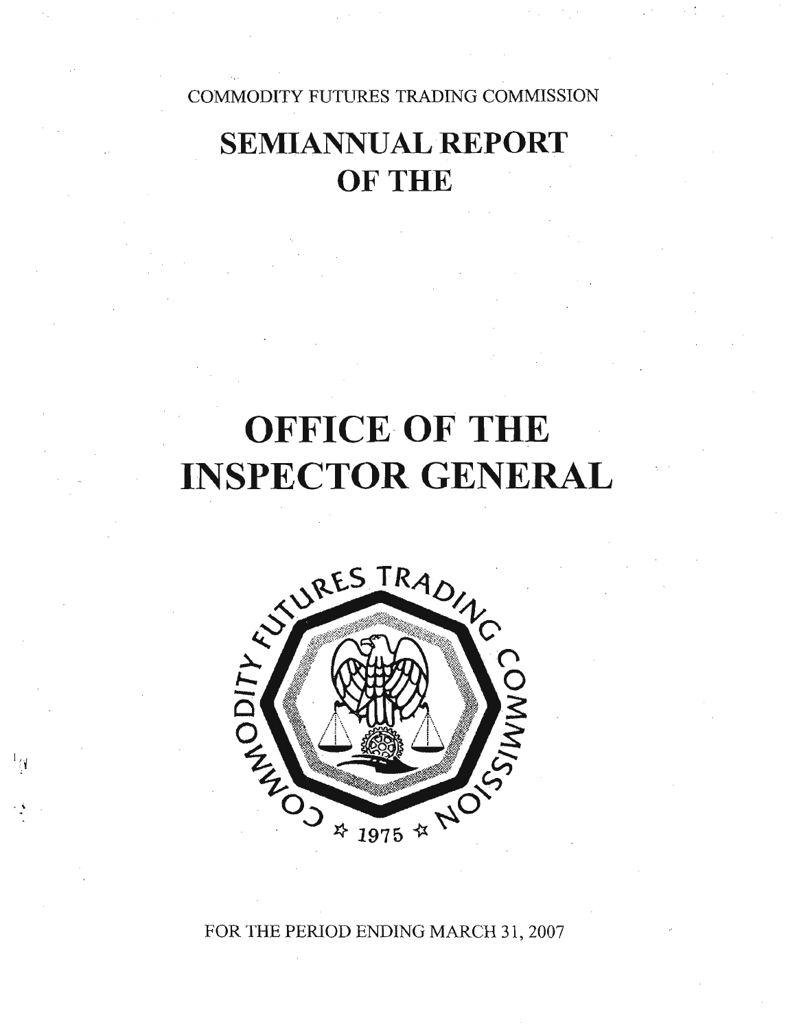COMMODITY FUTURES TRADING COMMISSION

# SEMIANNUAL REPORT OF THE

# OFFICE OF THE INSPECTOR GENERAL

FOR THE PERIOD ENDING MARCH 31, 2007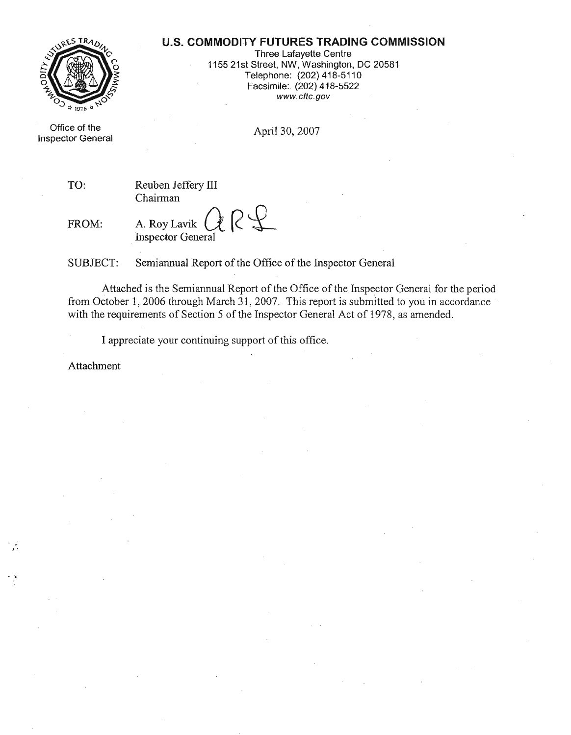# U.S. COMMODITY FUTURES TRADING COMMISSION

Three Lafayette Centre
1155 21st Street, NW, Washington, DC 20581
Telephone: (202) 418-5110
Facsimile: (202) 418-5522
www.cftc.gov

Office of the Inspector General

April 30, 2007

TO: Reuben Jeffery III
Chairman

FROM: A. Roy Lavik
Inspector General

SUBJECT: Semiannual Report of the Office of the Inspector General

Attached is the Semiannual Report of the Office of the Inspector General for the period from October 1, 2006 through March 31, 2007. This report is submitted to you in accordance with the requirements of Section 5 of the Inspector General Act of 1978, as amended.

I appreciate your continuing support of this office.

Attachment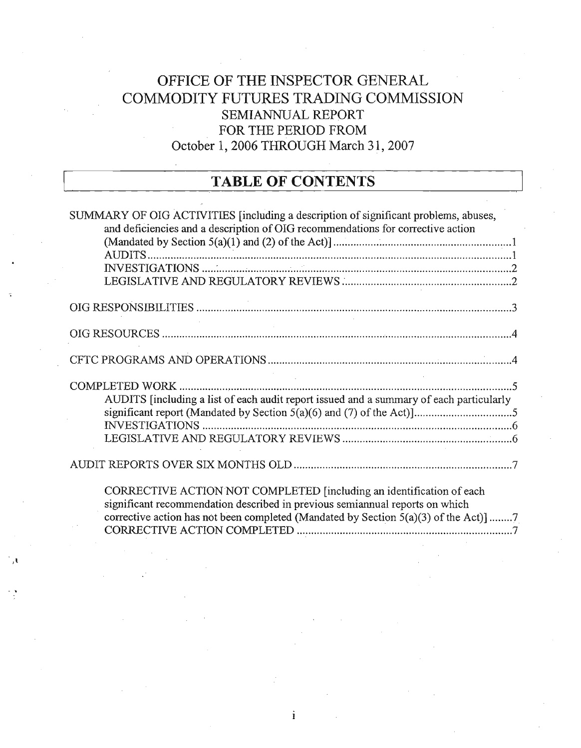# OFFICE OF THE INSPECTOR GENERAL
# COMMODITY FUTURES TRADING COMMISSION
## SEMIANNUAL REPORT
## FOR THE PERIOD FROM
## October 1, 2006 THROUGH March 31, 2007

## TABLE OF CONTENTS

SUMMARY OF OIG ACTIVITIES [including a description of significant problems, abuses, and deficiencies and a description of OIG recommendations for corrective action (Mandated by Section 5(a)(1) and (2) of the Act)] .......... 1
- AUDITS .......... 1
- INVESTIGATIONS .......... 2
- LEGISLATIVE AND REGULATORY REVIEWS .......... 2

OIG RESPONSIBILITIES .......... 3

OIG RESOURCES .......... 4

CFTC PROGRAMS AND OPERATIONS .......... 4

COMPLETED WORK .......... 5
- AUDITS [including a list of each audit report issued and a summary of each particularly significant report (Mandated by Section 5(a)(6) and (7) of the Act)] .......... 5
- INVESTIGATIONS .......... 6
- LEGISLATIVE AND REGULATORY REVIEWS .......... 6

AUDIT REPORTS OVER SIX MONTHS OLD .......... 7
- CORRECTIVE ACTION NOT COMPLETED [including an identification of each significant recommendation described in previous semiannual reports on which corrective action has not been completed (Mandated by Section 5(a)(3) of the Act)] .......... 7
- CORRECTIVE ACTION COMPLETED .......... 7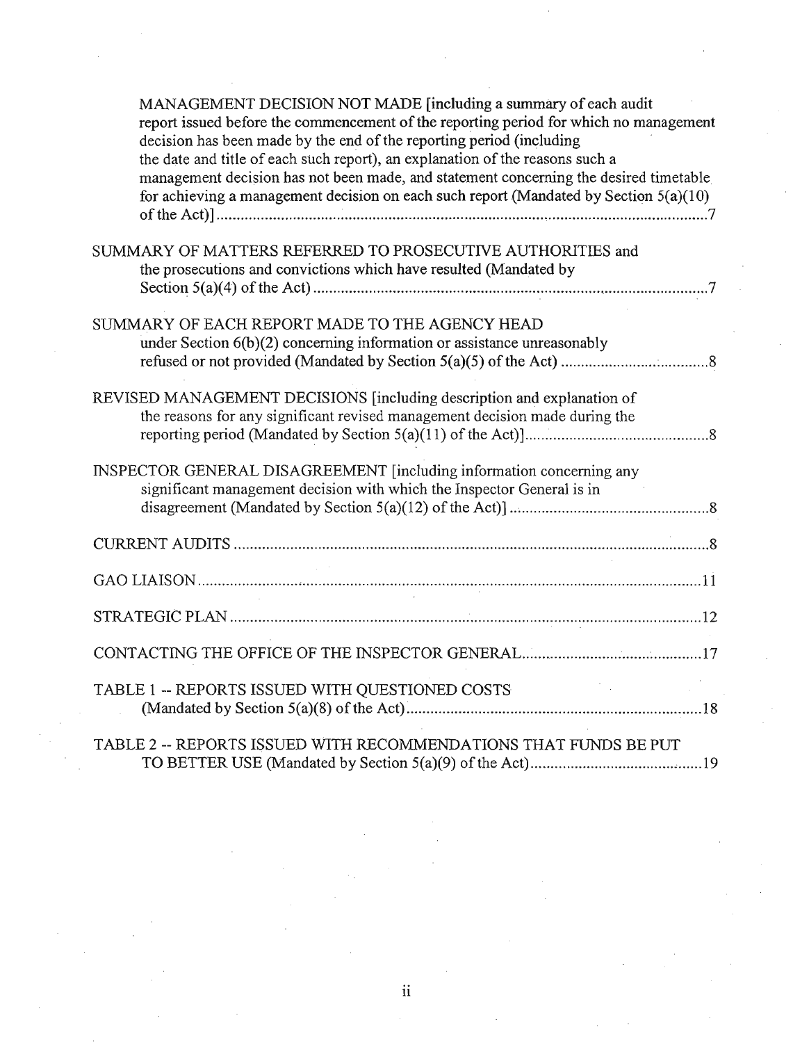MANAGEMENT DECISION NOT MADE [including a summary of each audit report issued before the commencement of the reporting period for which no management decision has been made by the end of the reporting period (including the date and title of each such report), an explanation of the reasons such a management decision has not been made, and statement concerning the desired timetable for achieving a management decision on each such report (Mandated by Section 5(a)(10) of the Act)] .......... 7

SUMMARY OF MATTERS REFERRED TO PROSECUTIVE AUTHORITIES and the prosecutions and convictions which have resulted (Mandated by Section 5(a)(4) of the Act) .......... 7

SUMMARY OF EACH REPORT MADE TO THE AGENCY HEAD under Section 6(b)(2) concerning information or assistance unreasonably refused or not provided (Mandated by Section 5(a)(5) of the Act) .......... 8

REVISED MANAGEMENT DECISIONS [including description and explanation of the reasons for any significant revised management decision made during the reporting period (Mandated by Section 5(a)(11) of the Act)] .......... 8

INSPECTOR GENERAL DISAGREEMENT [including information concerning any significant management decision with which the Inspector General is in disagreement (Mandated by Section 5(a)(12) of the Act)] .......... 8

CURRENT AUDITS .......... 8

GAO LIAISON .......... 11

STRATEGIC PLAN .......... 12

CONTACTING THE OFFICE OF THE INSPECTOR GENERAL .......... 17

TABLE 1 -- REPORTS ISSUED WITH QUESTIONED COSTS (Mandated by Section 5(a)(8) of the Act) .......... 18

TABLE 2 -- REPORTS ISSUED WITH RECOMMENDATIONS THAT FUNDS BE PUT TO BETTER USE (Mandated by Section 5(a)(9) of the Act) .......... 19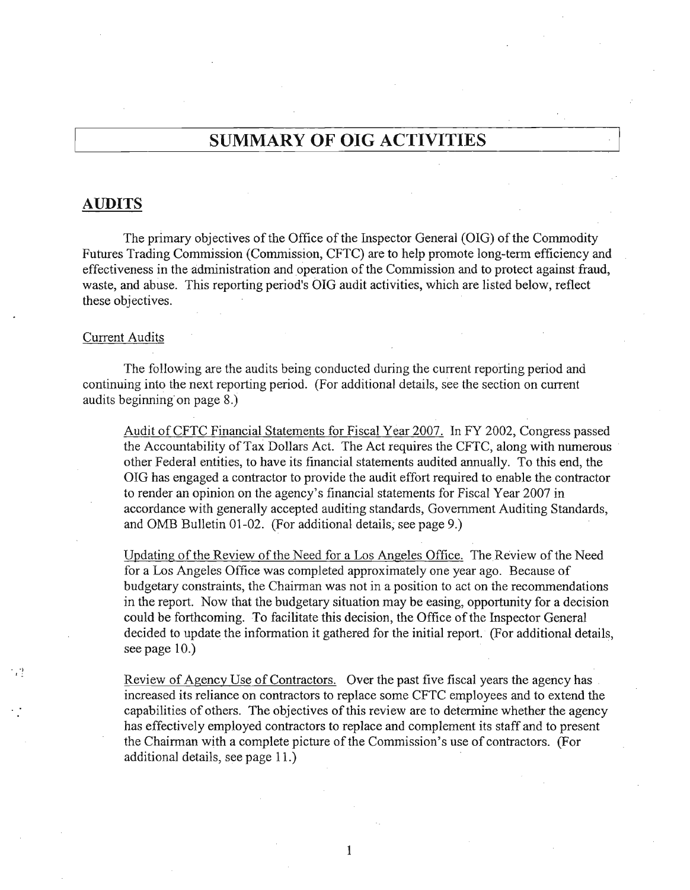# SUMMARY OF OIG ACTIVITIES

## AUDITS

The primary objectives of the Office of the Inspector General (OIG) of the Commodity Futures Trading Commission (Commission, CFTC) are to help promote long-term efficiency and effectiveness in the administration and operation of the Commission and to protect against fraud, waste, and abuse. This reporting period's OIG audit activities, which are listed below, reflect these objectives.

### Current Audits

The following are the audits being conducted during the current reporting period and continuing into the next reporting period. (For additional details, see the section on current audits beginning on page 8.)

Audit of CFTC Financial Statements for Fiscal Year 2007. In FY 2002, Congress passed the Accountability of Tax Dollars Act. The Act requires the CFTC, along with numerous other Federal entities, to have its financial statements audited annually. To this end, the OIG has engaged a contractor to provide the audit effort required to enable the contractor to render an opinion on the agency's financial statements for Fiscal Year 2007 in accordance with generally accepted auditing standards, Government Auditing Standards, and OMB Bulletin 01-02. (For additional details, see page 9.)

Updating of the Review of the Need for a Los Angeles Office. The Review of the Need for a Los Angeles Office was completed approximately one year ago. Because of budgetary constraints, the Chairman was not in a position to act on the recommendations in the report. Now that the budgetary situation may be easing, opportunity for a decision could be forthcoming. To facilitate this decision, the Office of the Inspector General decided to update the information it gathered for the initial report. (For additional details, see page 10.)

Review of Agency Use of Contractors. Over the past five fiscal years the agency has increased its reliance on contractors to replace some CFTC employees and to extend the capabilities of others. The objectives of this review are to determine whether the agency has effectively employed contractors to replace and complement its staff and to present the Chairman with a complete picture of the Commission's use of contractors. (For additional details, see page 11.)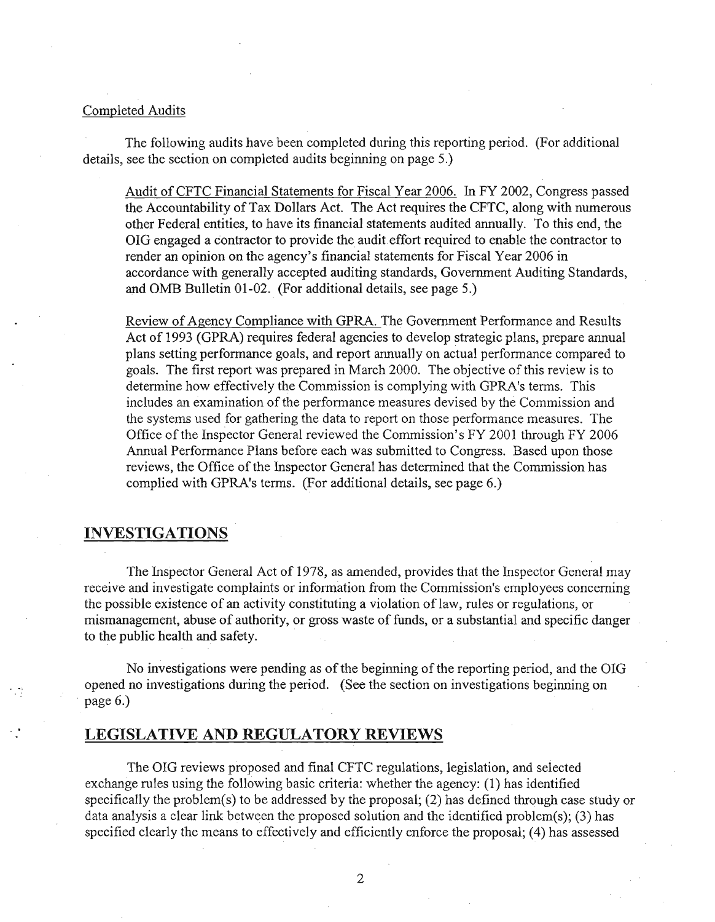Completed Audits

The following audits have been completed during this reporting period. (For additional details, see the section on completed audits beginning on page 5.)

Audit of CFTC Financial Statements for Fiscal Year 2006. In FY 2002, Congress passed the Accountability of Tax Dollars Act. The Act requires the CFTC, along with numerous other Federal entities, to have its financial statements audited annually. To this end, the OIG engaged a contractor to provide the audit effort required to enable the contractor to render an opinion on the agency's financial statements for Fiscal Year 2006 in accordance with generally accepted auditing standards, Government Auditing Standards, and OMB Bulletin 01-02. (For additional details, see page 5.)

Review of Agency Compliance with GPRA. The Government Performance and Results Act of 1993 (GPRA) requires federal agencies to develop strategic plans, prepare annual plans setting performance goals, and report annually on actual performance compared to goals. The first report was prepared in March 2000. The objective of this review is to determine how effectively the Commission is complying with GPRA's terms. This includes an examination of the performance measures devised by the Commission and the systems used for gathering the data to report on those performance measures. The Office of the Inspector General reviewed the Commission's FY 2001 through FY 2006 Annual Performance Plans before each was submitted to Congress. Based upon those reviews, the Office of the Inspector General has determined that the Commission has complied with GPRA's terms. (For additional details, see page 6.)

## INVESTIGATIONS

The Inspector General Act of 1978, as amended, provides that the Inspector General may receive and investigate complaints or information from the Commission's employees concerning the possible existence of an activity constituting a violation of law, rules or regulations, or mismanagement, abuse of authority, or gross waste of funds, or a substantial and specific danger to the public health and safety.

No investigations were pending as of the beginning of the reporting period, and the OIG opened no investigations during the period. (See the section on investigations beginning on page 6.)

## LEGISLATIVE AND REGULATORY REVIEWS

The OIG reviews proposed and final CFTC regulations, legislation, and selected exchange rules using the following basic criteria: whether the agency: (1) has identified specifically the problem(s) to be addressed by the proposal; (2) has defined through case study or data analysis a clear link between the proposed solution and the identified problem(s); (3) has specified clearly the means to effectively and efficiently enforce the proposal; (4) has assessed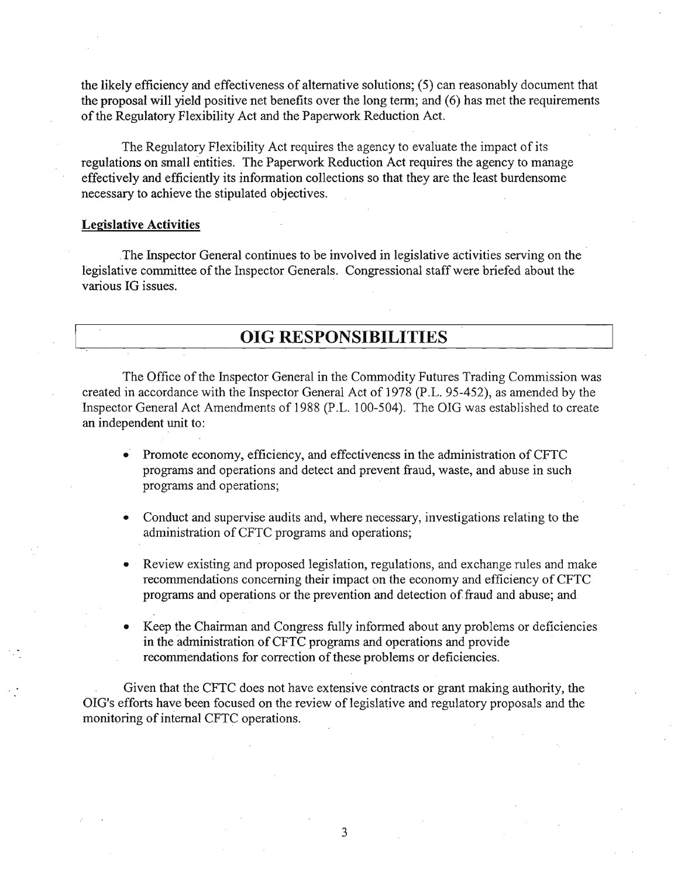the likely efficiency and effectiveness of alternative solutions; (5) can reasonably document that the proposal will yield positive net benefits over the long term; and (6) has met the requirements of the Regulatory Flexibility Act and the Paperwork Reduction Act.

The Regulatory Flexibility Act requires the agency to evaluate the impact of its regulations on small entities. The Paperwork Reduction Act requires the agency to manage effectively and efficiently its information collections so that they are the least burdensome necessary to achieve the stipulated objectives.

**Legislative Activities**

The Inspector General continues to be involved in legislative activities serving on the legislative committee of the Inspector Generals. Congressional staff were briefed about the various IG issues.

## OIG RESPONSIBILITIES

The Office of the Inspector General in the Commodity Futures Trading Commission was created in accordance with the Inspector General Act of 1978 (P.L. 95-452), as amended by the Inspector General Act Amendments of 1988 (P.L. 100-504). The OIG was established to create an independent unit to:

- Promote economy, efficiency, and effectiveness in the administration of CFTC programs and operations and detect and prevent fraud, waste, and abuse in such programs and operations;
- Conduct and supervise audits and, where necessary, investigations relating to the administration of CFTC programs and operations;
- Review existing and proposed legislation, regulations, and exchange rules and make recommendations concerning their impact on the economy and efficiency of CFTC programs and operations or the prevention and detection of fraud and abuse; and
- Keep the Chairman and Congress fully informed about any problems or deficiencies in the administration of CFTC programs and operations and provide recommendations for correction of these problems or deficiencies.

Given that the CFTC does not have extensive contracts or grant making authority, the OIG's efforts have been focused on the review of legislative and regulatory proposals and the monitoring of internal CFTC operations.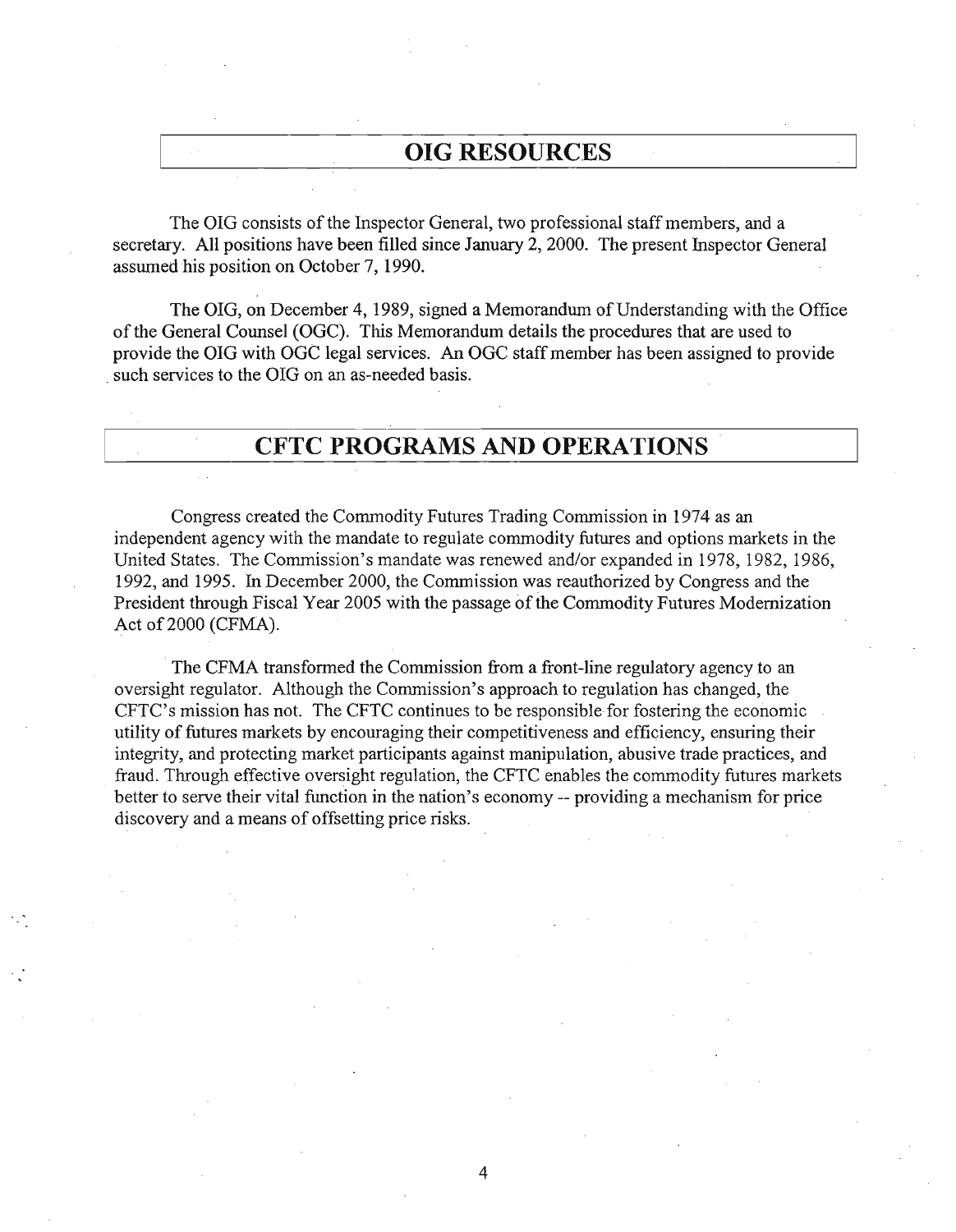## OIG RESOURCES

The OIG consists of the Inspector General, two professional staff members, and a secretary. All positions have been filled since January 2, 2000. The present Inspector General assumed his position on October 7, 1990.

The OIG, on December 4, 1989, signed a Memorandum of Understanding with the Office of the General Counsel (OGC). This Memorandum details the procedures that are used to provide the OIG with OGC legal services. An OGC staff member has been assigned to provide such services to the OIG on an as-needed basis.

## CFTC PROGRAMS AND OPERATIONS

Congress created the Commodity Futures Trading Commission in 1974 as an independent agency with the mandate to regulate commodity futures and options markets in the United States. The Commission's mandate was renewed and/or expanded in 1978, 1982, 1986, 1992, and 1995. In December 2000, the Commission was reauthorized by Congress and the President through Fiscal Year 2005 with the passage of the Commodity Futures Modernization Act of 2000 (CFMA).

The CFMA transformed the Commission from a front-line regulatory agency to an oversight regulator. Although the Commission's approach to regulation has changed, the CFTC's mission has not. The CFTC continues to be responsible for fostering the economic utility of futures markets by encouraging their competitiveness and efficiency, ensuring their integrity, and protecting market participants against manipulation, abusive trade practices, and fraud. Through effective oversight regulation, the CFTC enables the commodity futures markets better to serve their vital function in the nation's economy -- providing a mechanism for price discovery and a means of offsetting price risks.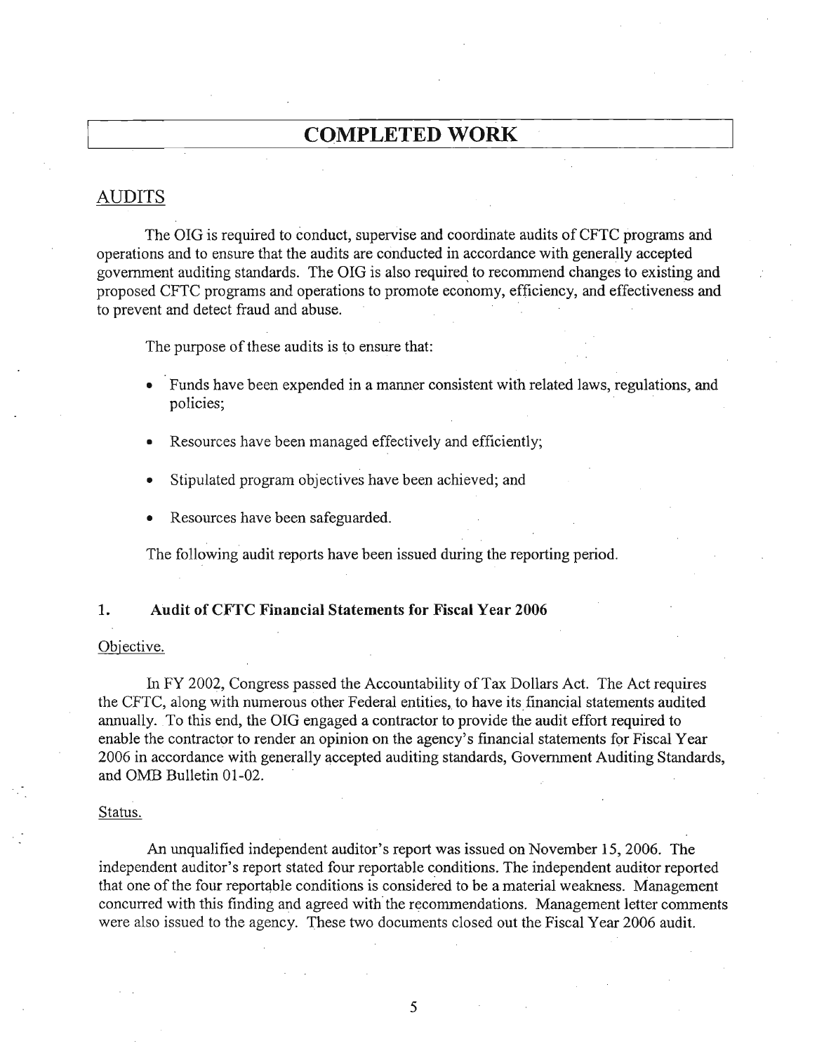# COMPLETED WORK

## AUDITS

The OIG is required to conduct, supervise and coordinate audits of CFTC programs and operations and to ensure that the audits are conducted in accordance with generally accepted government auditing standards. The OIG is also required to recommend changes to existing and proposed CFTC programs and operations to promote economy, efficiency, and effectiveness and to prevent and detect fraud and abuse.

The purpose of these audits is to ensure that:

- Funds have been expended in a manner consistent with related laws, regulations, and policies;
- Resources have been managed effectively and efficiently;
- Stipulated program objectives have been achieved; and
- Resources have been safeguarded.

The following audit reports have been issued during the reporting period.

### 1. Audit of CFTC Financial Statements for Fiscal Year 2006

Objective.

In FY 2002, Congress passed the Accountability of Tax Dollars Act. The Act requires the CFTC, along with numerous other Federal entities, to have its financial statements audited annually. To this end, the OIG engaged a contractor to provide the audit effort required to enable the contractor to render an opinion on the agency's financial statements for Fiscal Year 2006 in accordance with generally accepted auditing standards, Government Auditing Standards, and OMB Bulletin 01-02.

Status.

An unqualified independent auditor's report was issued on November 15, 2006. The independent auditor's report stated four reportable conditions. The independent auditor reported that one of the four reportable conditions is considered to be a material weakness. Management concurred with this finding and agreed with the recommendations. Management letter comments were also issued to the agency. These two documents closed out the Fiscal Year 2006 audit.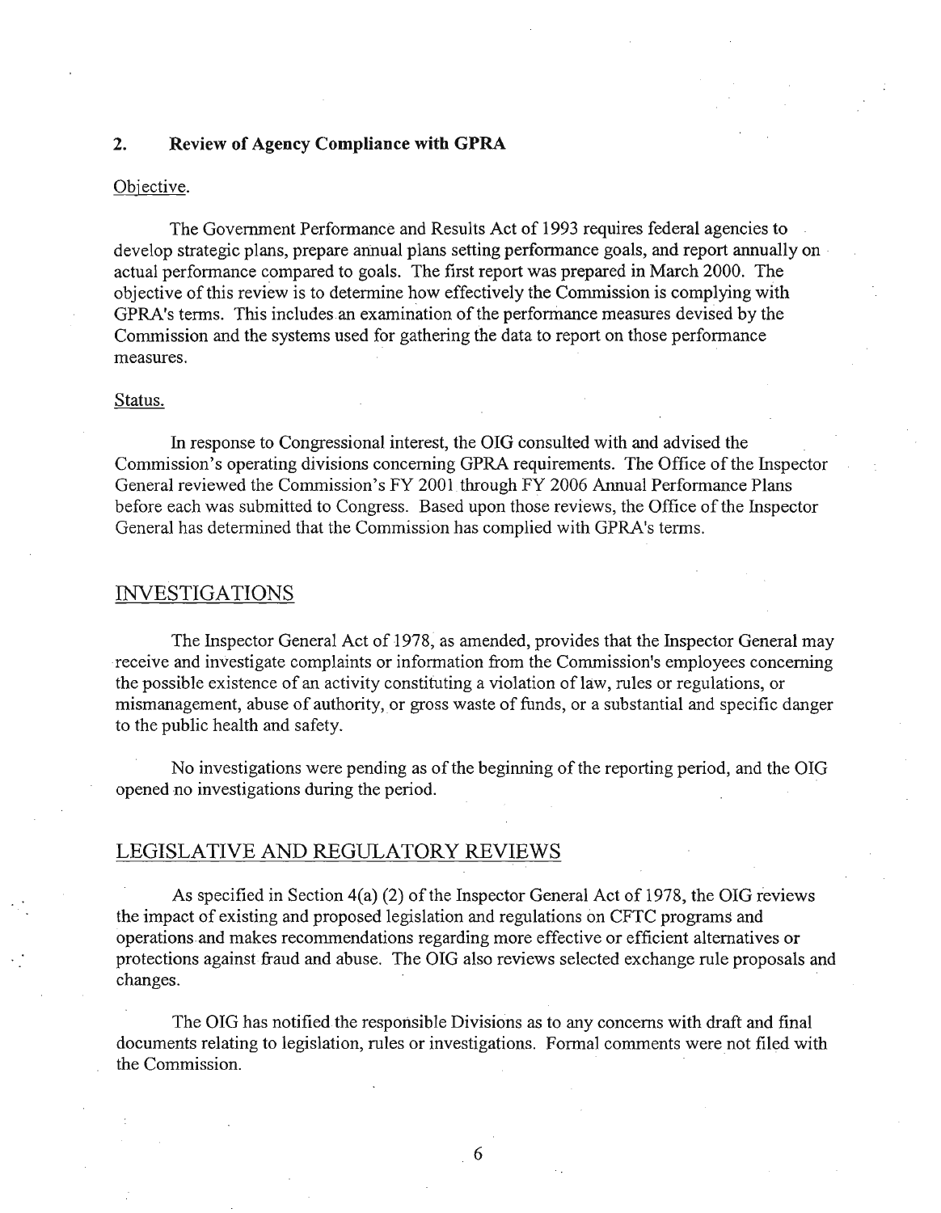### 2. Review of Agency Compliance with GPRA

Objective.

The Government Performance and Results Act of 1993 requires federal agencies to develop strategic plans, prepare annual plans setting performance goals, and report annually on actual performance compared to goals. The first report was prepared in March 2000. The objective of this review is to determine how effectively the Commission is complying with GPRA's terms. This includes an examination of the performance measures devised by the Commission and the systems used for gathering the data to report on those performance measures.

Status.

In response to Congressional interest, the OIG consulted with and advised the Commission's operating divisions concerning GPRA requirements. The Office of the Inspector General reviewed the Commission's FY 2001 through FY 2006 Annual Performance Plans before each was submitted to Congress. Based upon those reviews, the Office of the Inspector General has determined that the Commission has complied with GPRA's terms.

## INVESTIGATIONS

The Inspector General Act of 1978, as amended, provides that the Inspector General may receive and investigate complaints or information from the Commission's employees concerning the possible existence of an activity constituting a violation of law, rules or regulations, or mismanagement, abuse of authority, or gross waste of funds, or a substantial and specific danger to the public health and safety.

No investigations were pending as of the beginning of the reporting period, and the OIG opened no investigations during the period.

## LEGISLATIVE AND REGULATORY REVIEWS

As specified in Section 4(a) (2) of the Inspector General Act of 1978, the OIG reviews the impact of existing and proposed legislation and regulations on CFTC programs and operations and makes recommendations regarding more effective or efficient alternatives or protections against fraud and abuse. The OIG also reviews selected exchange rule proposals and changes.

The OIG has notified the responsible Divisions as to any concerns with draft and final documents relating to legislation, rules or investigations. Formal comments were not filed with the Commission.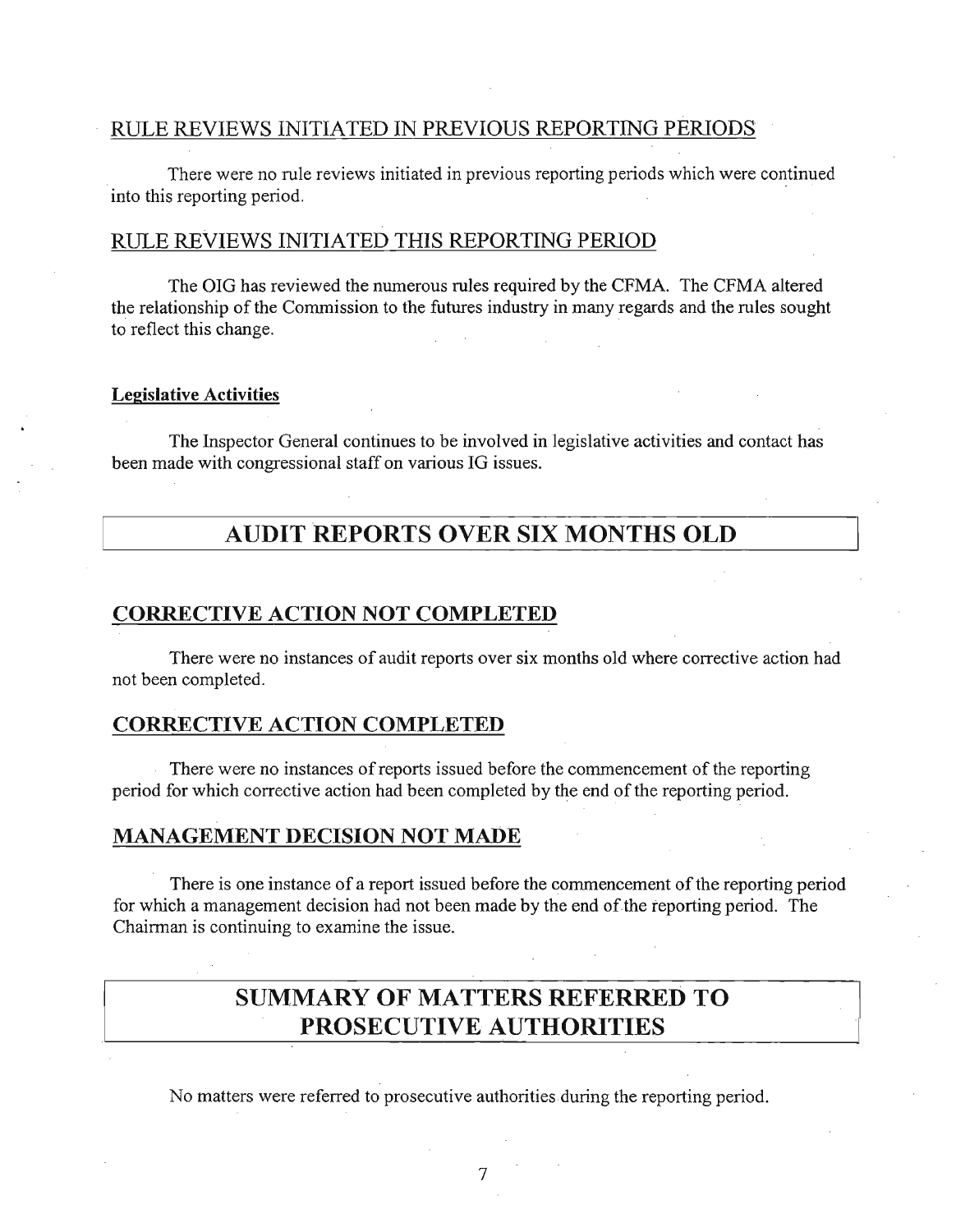## RULE REVIEWS INITIATED IN PREVIOUS REPORTING PERIODS

There were no rule reviews initiated in previous reporting periods which were continued into this reporting period.

## RULE REVIEWS INITIATED THIS REPORTING PERIOD

The OIG has reviewed the numerous rules required by the CFMA. The CFMA altered the relationship of the Commission to the futures industry in many regards and the rules sought to reflect this change.

### Legislative Activities

The Inspector General continues to be involved in legislative activities and contact has been made with congressional staff on various IG issues.

# AUDIT REPORTS OVER SIX MONTHS OLD

## CORRECTIVE ACTION NOT COMPLETED

There were no instances of audit reports over six months old where corrective action had not been completed.

## CORRECTIVE ACTION COMPLETED

There were no instances of reports issued before the commencement of the reporting period for which corrective action had been completed by the end of the reporting period.

## MANAGEMENT DECISION NOT MADE

There is one instance of a report issued before the commencement of the reporting period for which a management decision had not been made by the end of the reporting period. The Chairman is continuing to examine the issue.

# SUMMARY OF MATTERS REFERRED TO PROSECUTIVE AUTHORITIES

No matters were referred to prosecutive authorities during the reporting period.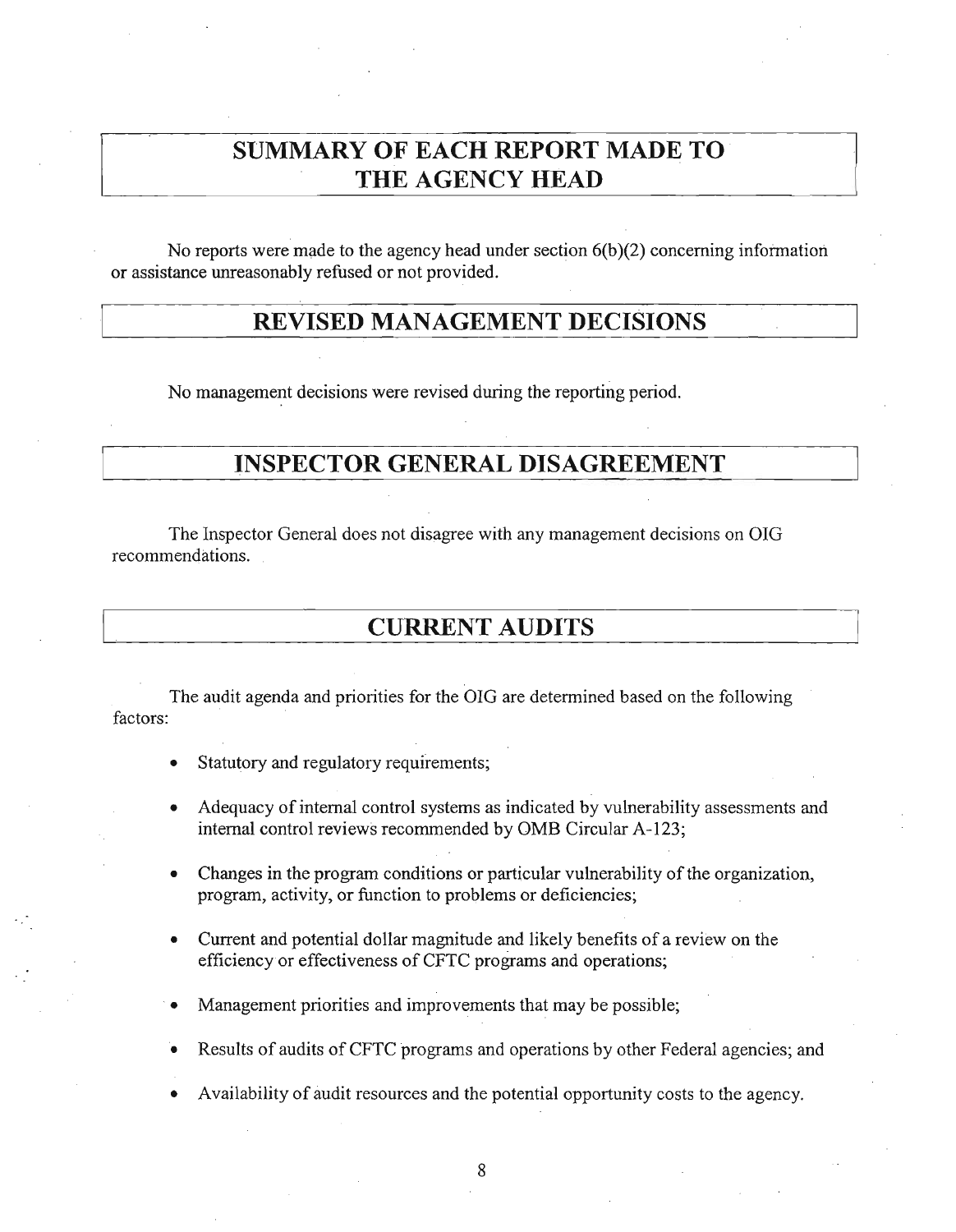## SUMMARY OF EACH REPORT MADE TO THE AGENCY HEAD

No reports were made to the agency head under section 6(b)(2) concerning information or assistance unreasonably refused or not provided.

## REVISED MANAGEMENT DECISIONS

No management decisions were revised during the reporting period.

## INSPECTOR GENERAL DISAGREEMENT

The Inspector General does not disagree with any management decisions on OIG recommendations.

## CURRENT AUDITS

The audit agenda and priorities for the OIG are determined based on the following factors:

- Statutory and regulatory requirements;
- Adequacy of internal control systems as indicated by vulnerability assessments and internal control reviews recommended by OMB Circular A-123;
- Changes in the program conditions or particular vulnerability of the organization, program, activity, or function to problems or deficiencies;
- Current and potential dollar magnitude and likely benefits of a review on the efficiency or effectiveness of CFTC programs and operations;
- Management priorities and improvements that may be possible;
- Results of audits of CFTC programs and operations by other Federal agencies; and
- Availability of audit resources and the potential opportunity costs to the agency.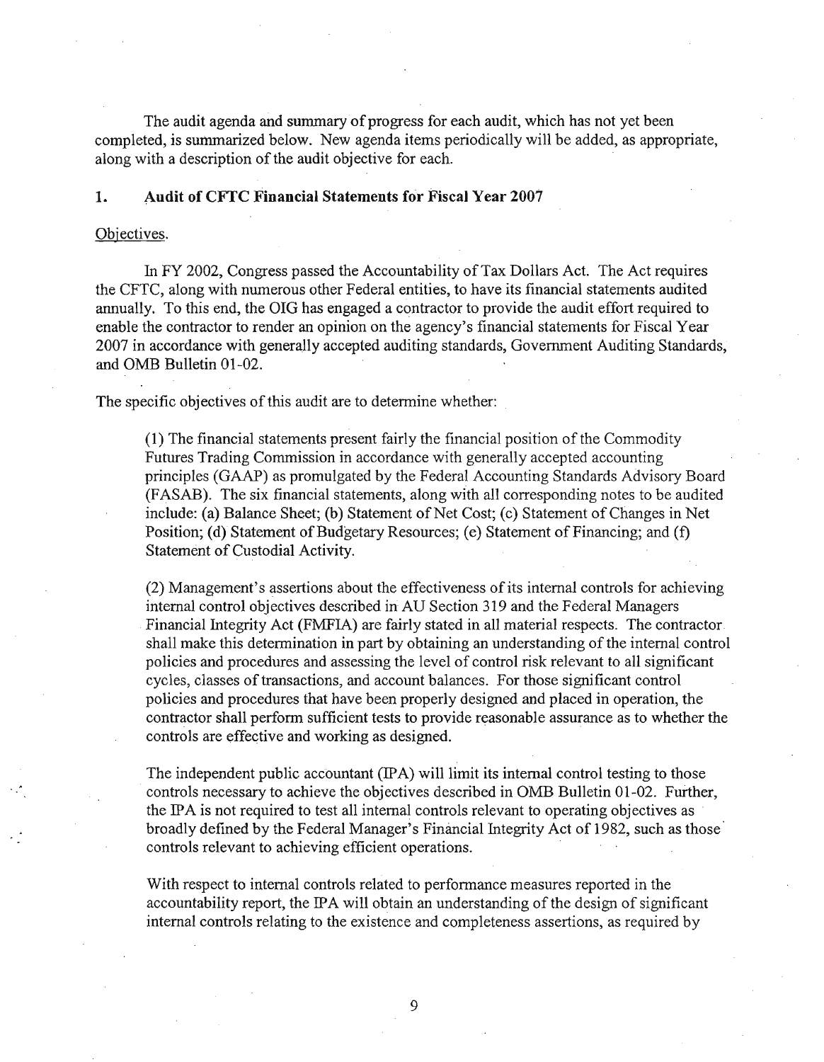The audit agenda and summary of progress for each audit, which has not yet been completed, is summarized below. New agenda items periodically will be added, as appropriate, along with a description of the audit objective for each.

## 1. Audit of CFTC Financial Statements for Fiscal Year 2007

Objectives.

In FY 2002, Congress passed the Accountability of Tax Dollars Act. The Act requires the CFTC, along with numerous other Federal entities, to have its financial statements audited annually. To this end, the OIG has engaged a contractor to provide the audit effort required to enable the contractor to render an opinion on the agency's financial statements for Fiscal Year 2007 in accordance with generally accepted auditing standards, Government Auditing Standards, and OMB Bulletin 01-02.

The specific objectives of this audit are to determine whether:

> (1) The financial statements present fairly the financial position of the Commodity Futures Trading Commission in accordance with generally accepted accounting principles (GAAP) as promulgated by the Federal Accounting Standards Advisory Board (FASAB). The six financial statements, along with all corresponding notes to be audited include: (a) Balance Sheet; (b) Statement of Net Cost; (c) Statement of Changes in Net Position; (d) Statement of Budgetary Resources; (e) Statement of Financing; and (f) Statement of Custodial Activity.
>
> (2) Management's assertions about the effectiveness of its internal controls for achieving internal control objectives described in AU Section 319 and the Federal Managers Financial Integrity Act (FMFIA) are fairly stated in all material respects. The contractor shall make this determination in part by obtaining an understanding of the internal control policies and procedures and assessing the level of control risk relevant to all significant cycles, classes of transactions, and account balances. For those significant control policies and procedures that have been properly designed and placed in operation, the contractor shall perform sufficient tests to provide reasonable assurance as to whether the controls are effective and working as designed.
>
> The independent public accountant (IPA) will limit its internal control testing to those controls necessary to achieve the objectives described in OMB Bulletin 01-02. Further, the IPA is not required to test all internal controls relevant to operating objectives as broadly defined by the Federal Manager's Financial Integrity Act of 1982, such as those controls relevant to achieving efficient operations.
>
> With respect to internal controls related to performance measures reported in the accountability report, the IPA will obtain an understanding of the design of significant internal controls relating to the existence and completeness assertions, as required by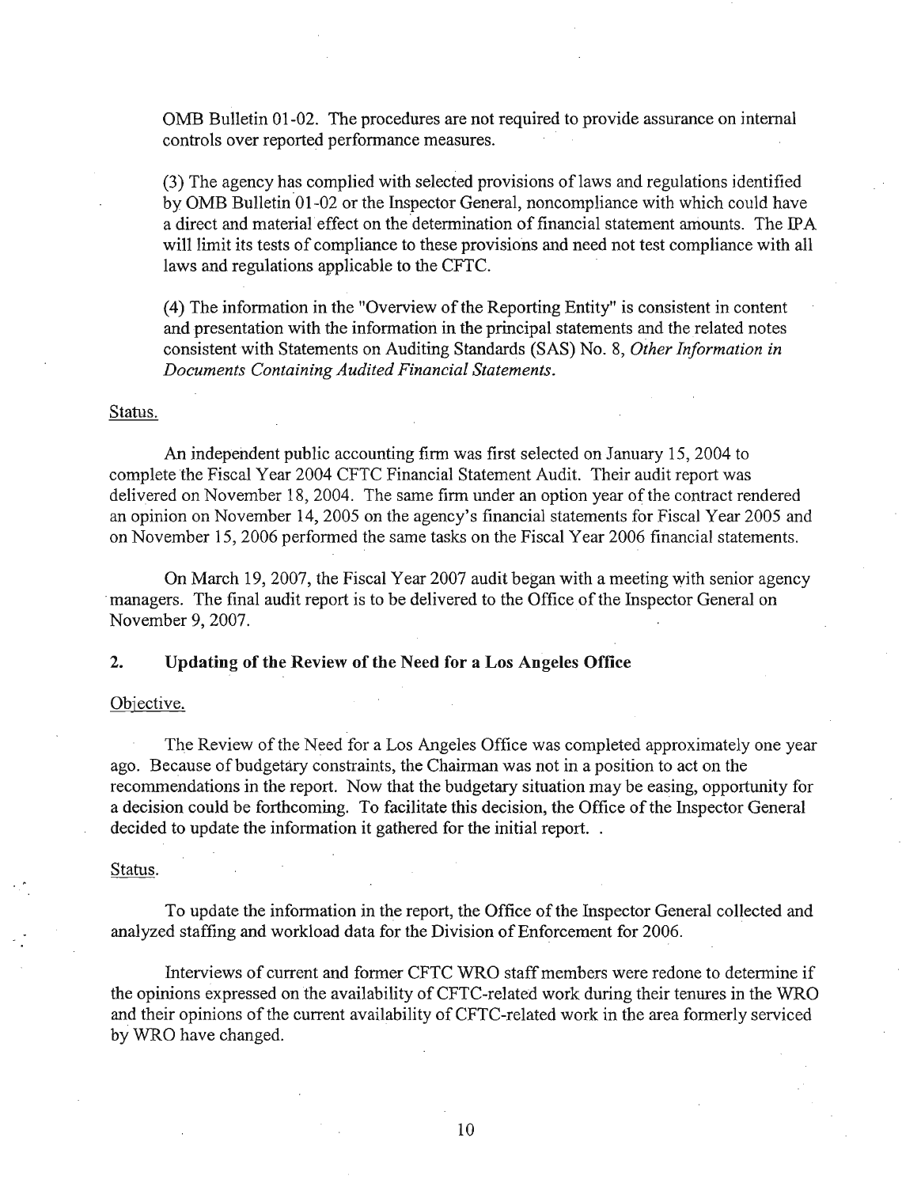OMB Bulletin 01-02. The procedures are not required to provide assurance on internal controls over reported performance measures.

(3) The agency has complied with selected provisions of laws and regulations identified by OMB Bulletin 01-02 or the Inspector General, noncompliance with which could have a direct and material effect on the determination of financial statement amounts. The IPA will limit its tests of compliance to these provisions and need not test compliance with all laws and regulations applicable to the CFTC.

(4) The information in the "Overview of the Reporting Entity" is consistent in content and presentation with the information in the principal statements and the related notes consistent with Statements on Auditing Standards (SAS) No. 8, *Other Information in Documents Containing Audited Financial Statements.*

Status.

An independent public accounting firm was first selected on January 15, 2004 to complete the Fiscal Year 2004 CFTC Financial Statement Audit. Their audit report was delivered on November 18, 2004. The same firm under an option year of the contract rendered an opinion on November 14, 2005 on the agency's financial statements for Fiscal Year 2005 and on November 15, 2006 performed the same tasks on the Fiscal Year 2006 financial statements.

On March 19, 2007, the Fiscal Year 2007 audit began with a meeting with senior agency managers. The final audit report is to be delivered to the Office of the Inspector General on November 9, 2007.

## 2. Updating of the Review of the Need for a Los Angeles Office

Objective.

The Review of the Need for a Los Angeles Office was completed approximately one year ago. Because of budgetary constraints, the Chairman was not in a position to act on the recommendations in the report. Now that the budgetary situation may be easing, opportunity for a decision could be forthcoming. To facilitate this decision, the Office of the Inspector General decided to update the information it gathered for the initial report. .

Status.

To update the information in the report, the Office of the Inspector General collected and analyzed staffing and workload data for the Division of Enforcement for 2006.

Interviews of current and former CFTC WRO staff members were redone to determine if the opinions expressed on the availability of CFTC-related work during their tenures in the WRO and their opinions of the current availability of CFTC-related work in the area formerly serviced by WRO have changed.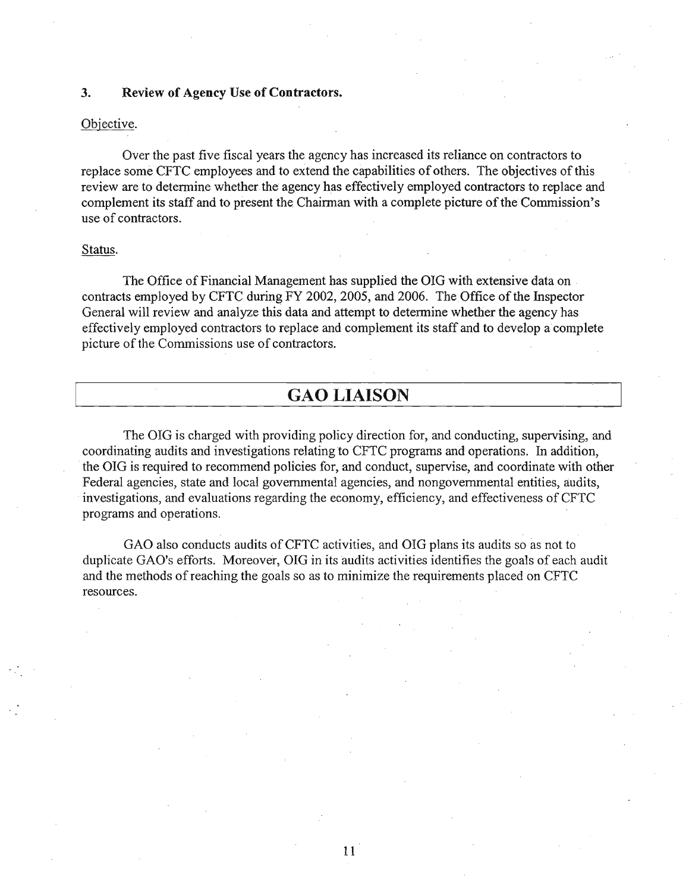### 3. Review of Agency Use of Contractors.

Objective.

Over the past five fiscal years the agency has increased its reliance on contractors to replace some CFTC employees and to extend the capabilities of others. The objectives of this review are to determine whether the agency has effectively employed contractors to replace and complement its staff and to present the Chairman with a complete picture of the Commission's use of contractors.

Status.

The Office of Financial Management has supplied the OIG with extensive data on contracts employed by CFTC during FY 2002, 2005, and 2006. The Office of the Inspector General will review and analyze this data and attempt to determine whether the agency has effectively employed contractors to replace and complement its staff and to develop a complete picture of the Commissions use of contractors.

## GAO LIAISON

The OIG is charged with providing policy direction for, and conducting, supervising, and coordinating audits and investigations relating to CFTC programs and operations. In addition, the OIG is required to recommend policies for, and conduct, supervise, and coordinate with other Federal agencies, state and local governmental agencies, and nongovernmental entities, audits, investigations, and evaluations regarding the economy, efficiency, and effectiveness of CFTC programs and operations.

GAO also conducts audits of CFTC activities, and OIG plans its audits so as not to duplicate GAO's efforts. Moreover, OIG in its audits activities identifies the goals of each audit and the methods of reaching the goals so as to minimize the requirements placed on CFTC resources.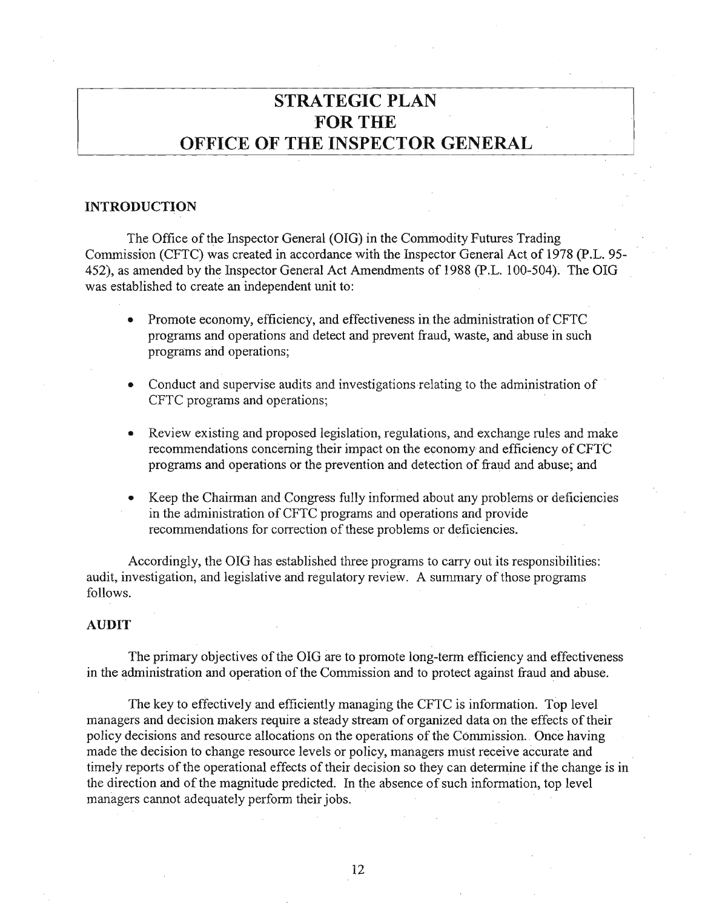# STRATEGIC PLAN FOR THE OFFICE OF THE INSPECTOR GENERAL

## INTRODUCTION

The Office of the Inspector General (OIG) in the Commodity Futures Trading Commission (CFTC) was created in accordance with the Inspector General Act of 1978 (P.L. 95-452), as amended by the Inspector General Act Amendments of 1988 (P.L. 100-504). The OIG was established to create an independent unit to:

- Promote economy, efficiency, and effectiveness in the administration of CFTC programs and operations and detect and prevent fraud, waste, and abuse in such programs and operations;
- Conduct and supervise audits and investigations relating to the administration of CFTC programs and operations;
- Review existing and proposed legislation, regulations, and exchange rules and make recommendations concerning their impact on the economy and efficiency of CFTC programs and operations or the prevention and detection of fraud and abuse; and
- Keep the Chairman and Congress fully informed about any problems or deficiencies in the administration of CFTC programs and operations and provide recommendations for correction of these problems or deficiencies.

Accordingly, the OIG has established three programs to carry out its responsibilities: audit, investigation, and legislative and regulatory review. A summary of those programs follows.

## AUDIT

The primary objectives of the OIG are to promote long-term efficiency and effectiveness in the administration and operation of the Commission and to protect against fraud and abuse.

The key to effectively and efficiently managing the CFTC is information. Top level managers and decision makers require a steady stream of organized data on the effects of their policy decisions and resource allocations on the operations of the Commission. Once having made the decision to change resource levels or policy, managers must receive accurate and timely reports of the operational effects of their decision so they can determine if the change is in the direction and of the magnitude predicted. In the absence of such information, top level managers cannot adequately perform their jobs.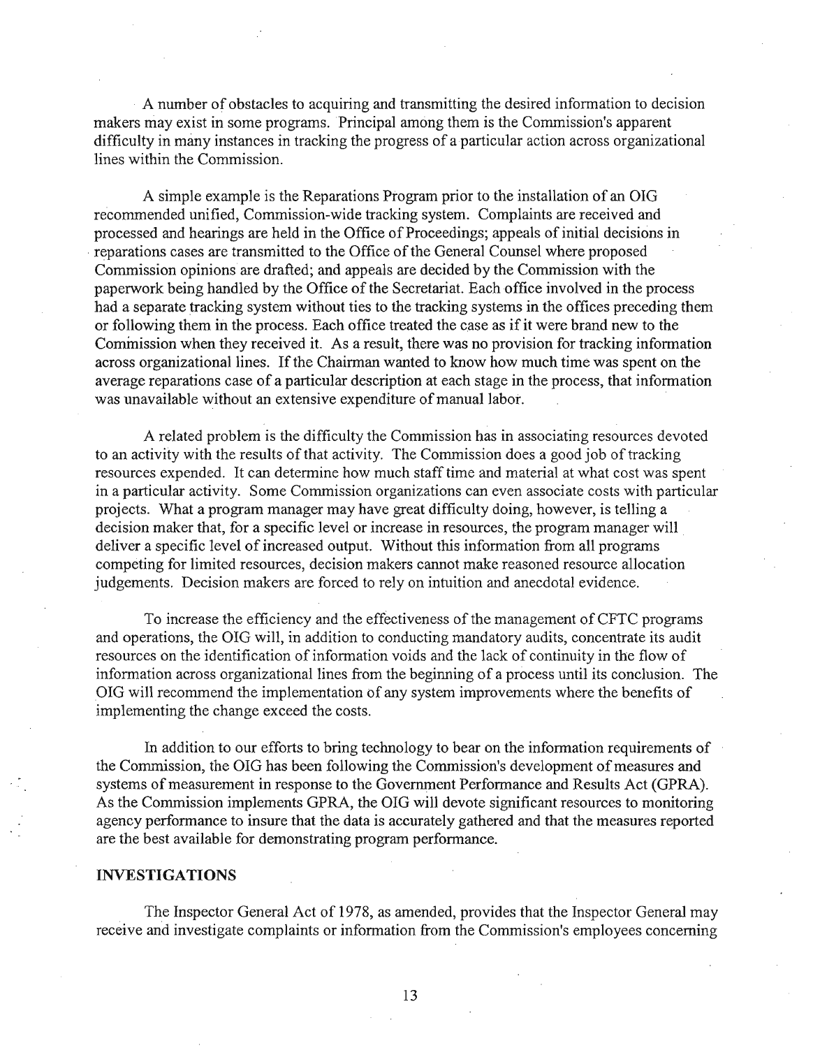A number of obstacles to acquiring and transmitting the desired information to decision makers may exist in some programs. Principal among them is the Commission's apparent difficulty in many instances in tracking the progress of a particular action across organizational lines within the Commission.

A simple example is the Reparations Program prior to the installation of an OIG recommended unified, Commission-wide tracking system. Complaints are received and processed and hearings are held in the Office of Proceedings; appeals of initial decisions in reparations cases are transmitted to the Office of the General Counsel where proposed Commission opinions are drafted; and appeals are decided by the Commission with the paperwork being handled by the Office of the Secretariat. Each office involved in the process had a separate tracking system without ties to the tracking systems in the offices preceding them or following them in the process. Each office treated the case as if it were brand new to the Commission when they received it. As a result, there was no provision for tracking information across organizational lines. If the Chairman wanted to know how much time was spent on the average reparations case of a particular description at each stage in the process, that information was unavailable without an extensive expenditure of manual labor.

A related problem is the difficulty the Commission has in associating resources devoted to an activity with the results of that activity. The Commission does a good job of tracking resources expended. It can determine how much staff time and material at what cost was spent in a particular activity. Some Commission organizations can even associate costs with particular projects. What a program manager may have great difficulty doing, however, is telling a decision maker that, for a specific level or increase in resources, the program manager will deliver a specific level of increased output. Without this information from all programs competing for limited resources, decision makers cannot make reasoned resource allocation judgements. Decision makers are forced to rely on intuition and anecdotal evidence.

To increase the efficiency and the effectiveness of the management of CFTC programs and operations, the OIG will, in addition to conducting mandatory audits, concentrate its audit resources on the identification of information voids and the lack of continuity in the flow of information across organizational lines from the beginning of a process until its conclusion. The OIG will recommend the implementation of any system improvements where the benefits of implementing the change exceed the costs.

In addition to our efforts to bring technology to bear on the information requirements of the Commission, the OIG has been following the Commission's development of measures and systems of measurement in response to the Government Performance and Results Act (GPRA). As the Commission implements GPRA, the OIG will devote significant resources to monitoring agency performance to insure that the data is accurately gathered and that the measures reported are the best available for demonstrating program performance.

## INVESTIGATIONS

The Inspector General Act of 1978, as amended, provides that the Inspector General may receive and investigate complaints or information from the Commission's employees concerning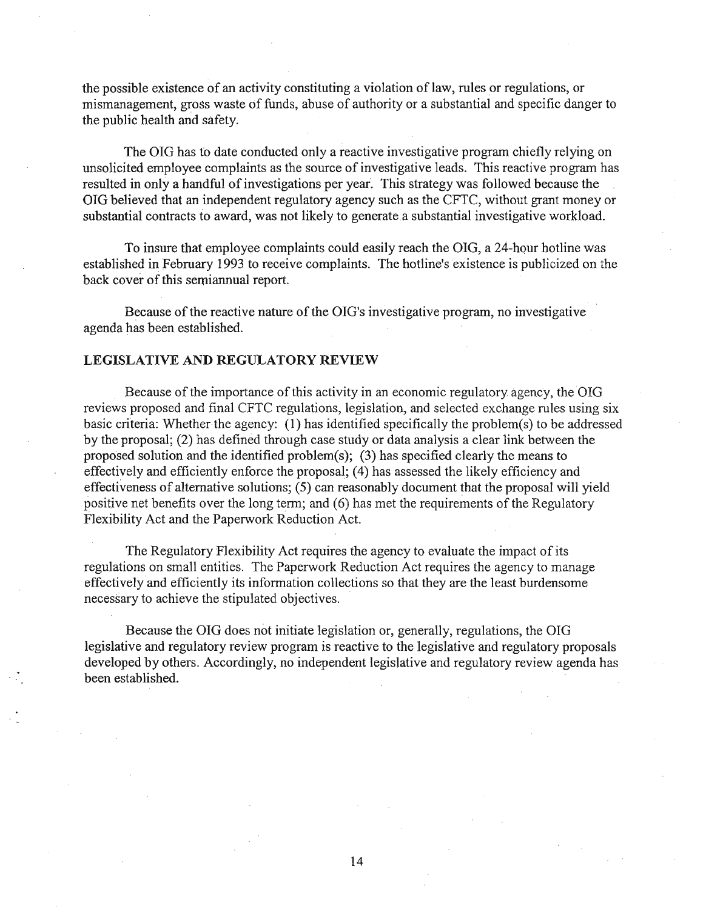the possible existence of an activity constituting a violation of law, rules or regulations, or mismanagement, gross waste of funds, abuse of authority or a substantial and specific danger to the public health and safety.

The OIG has to date conducted only a reactive investigative program chiefly relying on unsolicited employee complaints as the source of investigative leads. This reactive program has resulted in only a handful of investigations per year. This strategy was followed because the OIG believed that an independent regulatory agency such as the CFTC, without grant money or substantial contracts to award, was not likely to generate a substantial investigative workload.

To insure that employee complaints could easily reach the OIG, a 24-hour hotline was established in February 1993 to receive complaints. The hotline's existence is publicized on the back cover of this semiannual report.

Because of the reactive nature of the OIG's investigative program, no investigative agenda has been established.

## LEGISLATIVE AND REGULATORY REVIEW

Because of the importance of this activity in an economic regulatory agency, the OIG reviews proposed and final CFTC regulations, legislation, and selected exchange rules using six basic criteria: Whether the agency: (1) has identified specifically the problem(s) to be addressed by the proposal; (2) has defined through case study or data analysis a clear link between the proposed solution and the identified problem(s); (3) has specified clearly the means to effectively and efficiently enforce the proposal; (4) has assessed the likely efficiency and effectiveness of alternative solutions; (5) can reasonably document that the proposal will yield positive net benefits over the long term; and (6) has met the requirements of the Regulatory Flexibility Act and the Paperwork Reduction Act.

The Regulatory Flexibility Act requires the agency to evaluate the impact of its regulations on small entities. The Paperwork Reduction Act requires the agency to manage effectively and efficiently its information collections so that they are the least burdensome necessary to achieve the stipulated objectives.

Because the OIG does not initiate legislation or, generally, regulations, the OIG legislative and regulatory review program is reactive to the legislative and regulatory proposals developed by others. Accordingly, no independent legislative and regulatory review agenda has been established.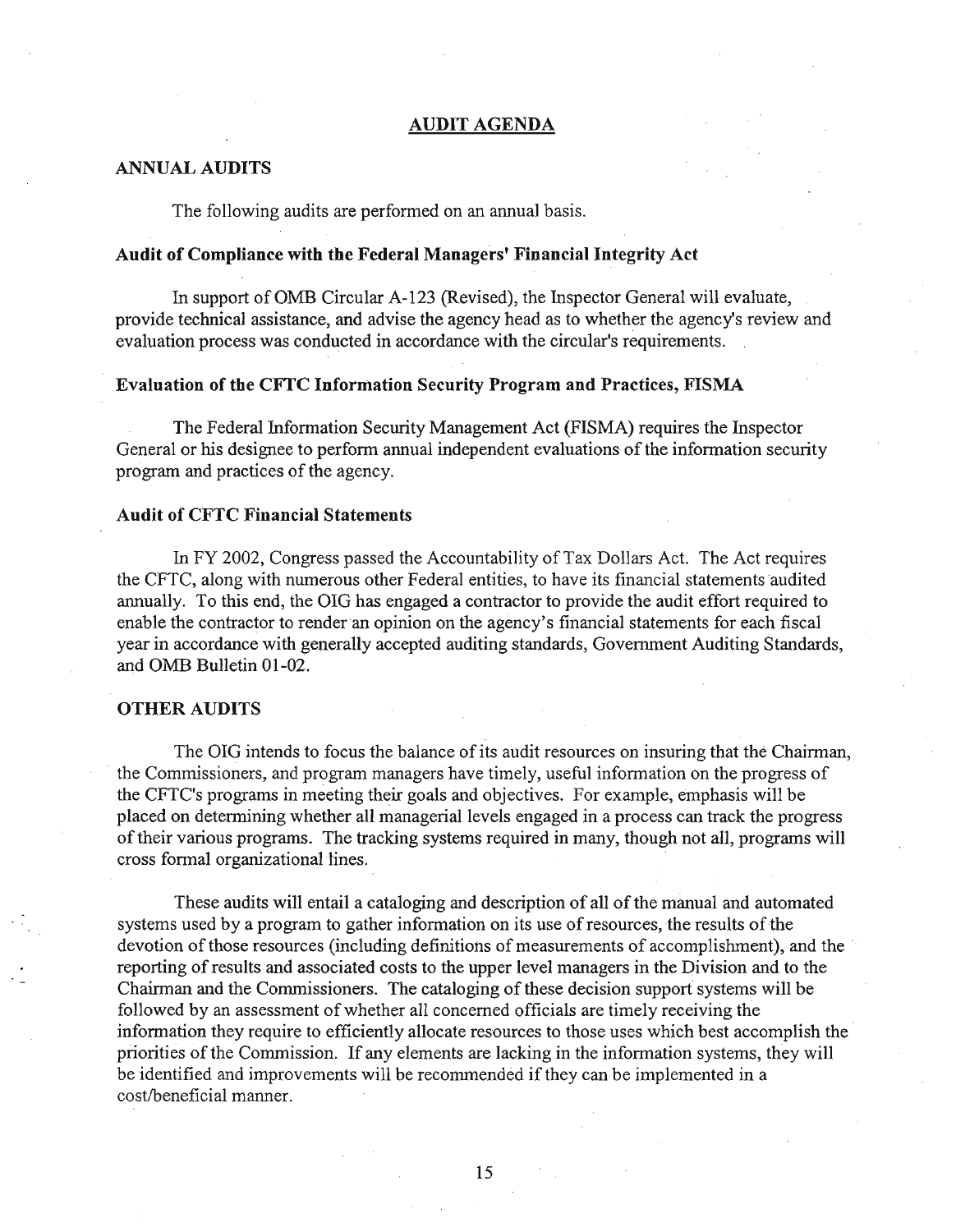# AUDIT AGENDA

## ANNUAL AUDITS

The following audits are performed on an annual basis.

### Audit of Compliance with the Federal Managers' Financial Integrity Act

In support of OMB Circular A-123 (Revised), the Inspector General will evaluate, provide technical assistance, and advise the agency head as to whether the agency's review and evaluation process was conducted in accordance with the circular's requirements.

### Evaluation of the CFTC Information Security Program and Practices, FISMA

The Federal Information Security Management Act (FISMA) requires the Inspector General or his designee to perform annual independent evaluations of the information security program and practices of the agency.

### Audit of CFTC Financial Statements

In FY 2002, Congress passed the Accountability of Tax Dollars Act. The Act requires the CFTC, along with numerous other Federal entities, to have its financial statements audited annually. To this end, the OIG has engaged a contractor to provide the audit effort required to enable the contractor to render an opinion on the agency's financial statements for each fiscal year in accordance with generally accepted auditing standards, Government Auditing Standards, and OMB Bulletin 01-02.

## OTHER AUDITS

The OIG intends to focus the balance of its audit resources on insuring that the Chairman, the Commissioners, and program managers have timely, useful information on the progress of the CFTC's programs in meeting their goals and objectives. For example, emphasis will be placed on determining whether all managerial levels engaged in a process can track the progress of their various programs. The tracking systems required in many, though not all, programs will cross formal organizational lines.

These audits will entail a cataloging and description of all of the manual and automated systems used by a program to gather information on its use of resources, the results of the devotion of those resources (including definitions of measurements of accomplishment), and the reporting of results and associated costs to the upper level managers in the Division and to the Chairman and the Commissioners. The cataloging of these decision support systems will be followed by an assessment of whether all concerned officials are timely receiving the information they require to efficiently allocate resources to those uses which best accomplish the priorities of the Commission. If any elements are lacking in the information systems, they will be identified and improvements will be recommended if they can be implemented in a cost/beneficial manner.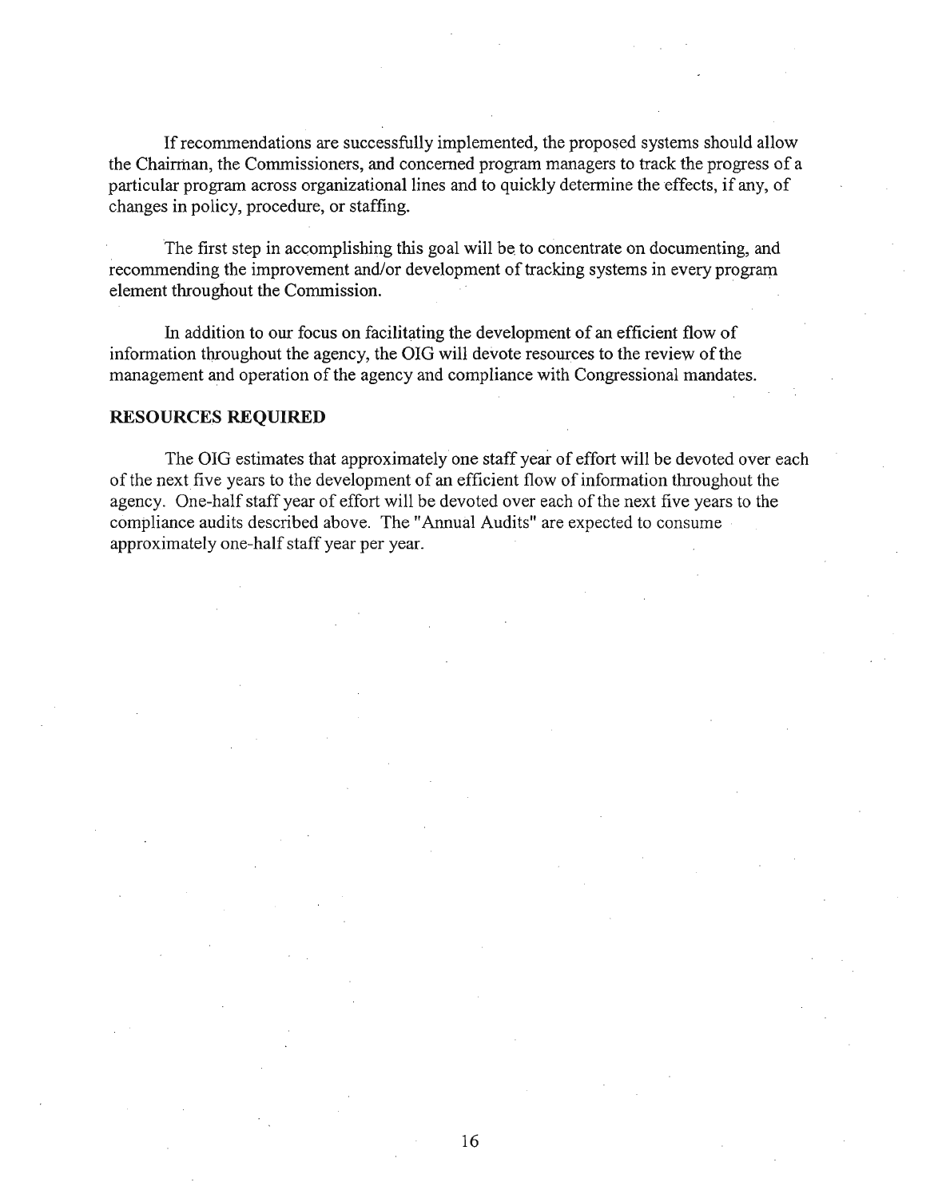If recommendations are successfully implemented, the proposed systems should allow the Chairman, the Commissioners, and concerned program managers to track the progress of a particular program across organizational lines and to quickly determine the effects, if any, of changes in policy, procedure, or staffing.

The first step in accomplishing this goal will be to concentrate on documenting, and recommending the improvement and/or development of tracking systems in every program element throughout the Commission.

In addition to our focus on facilitating the development of an efficient flow of information throughout the agency, the OIG will devote resources to the review of the management and operation of the agency and compliance with Congressional mandates.

**RESOURCES REQUIRED**

The OIG estimates that approximately one staff year of effort will be devoted over each of the next five years to the development of an efficient flow of information throughout the agency. One-half staff year of effort will be devoted over each of the next five years to the compliance audits described above. The "Annual Audits" are expected to consume approximately one-half staff year per year.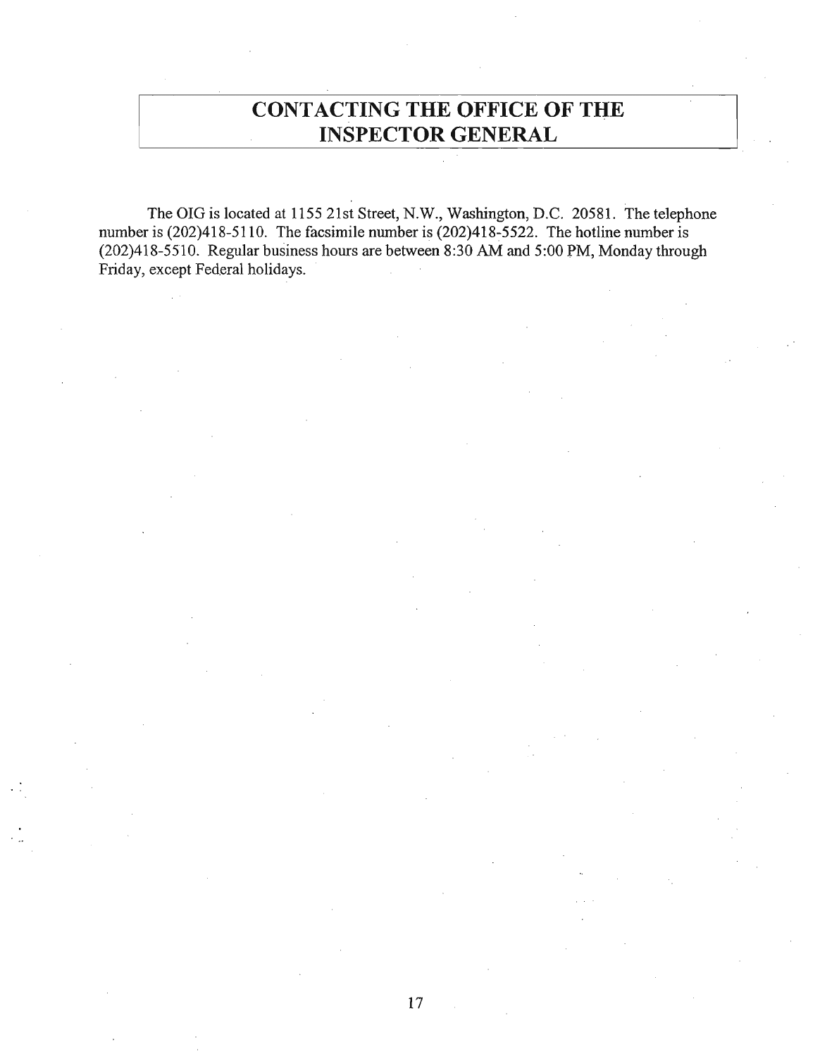# CONTACTING THE OFFICE OF THE INSPECTOR GENERAL

The OIG is located at 1155 21st Street, N.W., Washington, D.C. 20581. The telephone number is (202)418-5110. The facsimile number is (202)418-5522. The hotline number is (202)418-5510. Regular business hours are between 8:30 AM and 5:00 PM, Monday through Friday, except Federal holidays.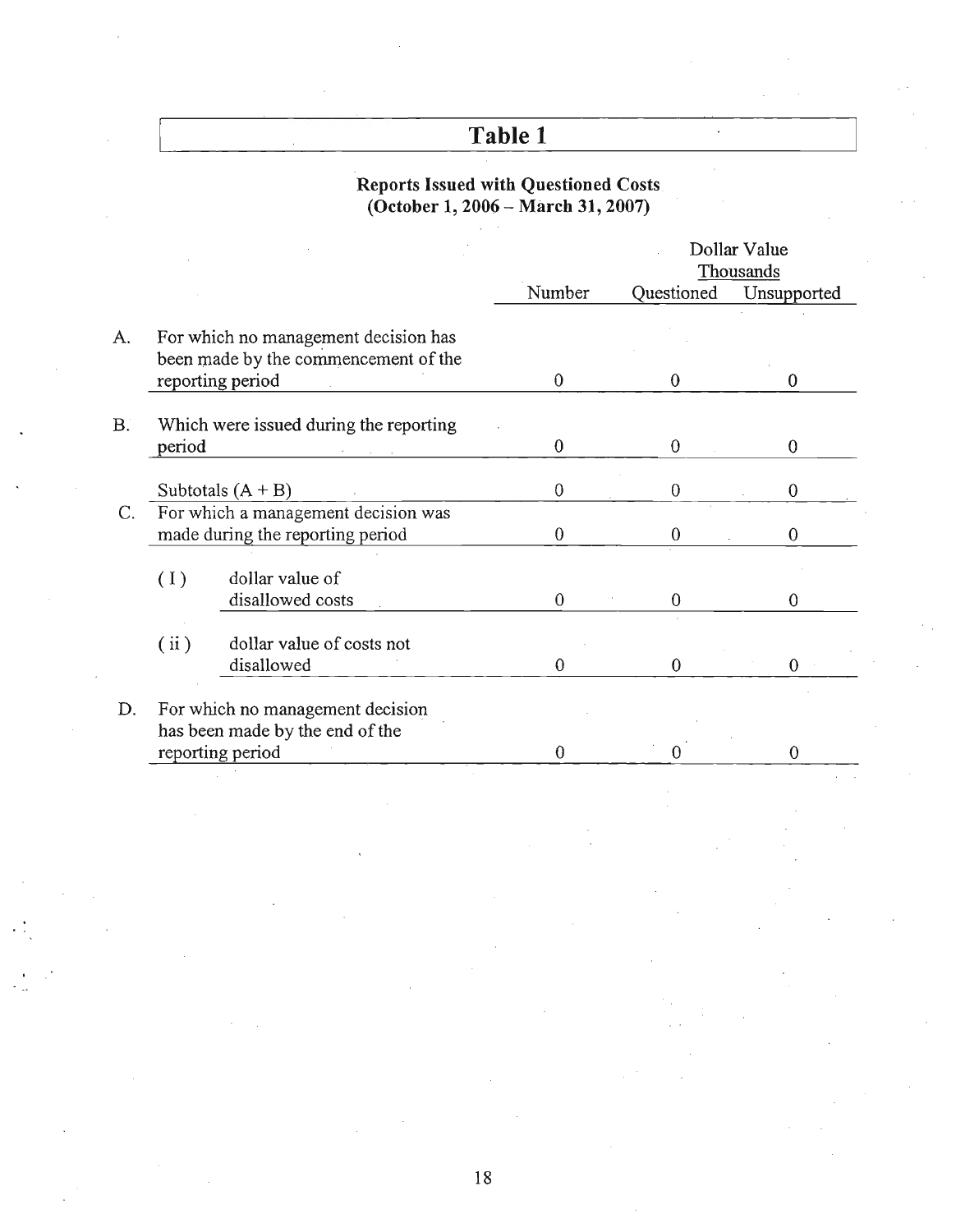# Table 1

### Reports Issued with Questioned Costs (October 1, 2006 – March 31, 2007)

| | | Number | Dollar Value Thousands Questioned | Unsupported |
|---|---|---|---|---|
| A. | For which no management decision has been made by the commencement of the reporting period | 0 | 0 | 0 |
| B. | Which were issued during the reporting period | 0 | 0 | 0 |
| | Subtotals (A + B) | 0 | 0 | 0 |
| C. | For which a management decision was made during the reporting period | 0 | 0 | 0 |
| | ( I ) dollar value of disallowed costs | 0 | 0 | 0 |
| | ( ii ) dollar value of costs not disallowed | 0 | 0 | 0 |
| D. | For which no management decision has been made by the end of the reporting period | 0 | 0 | 0 |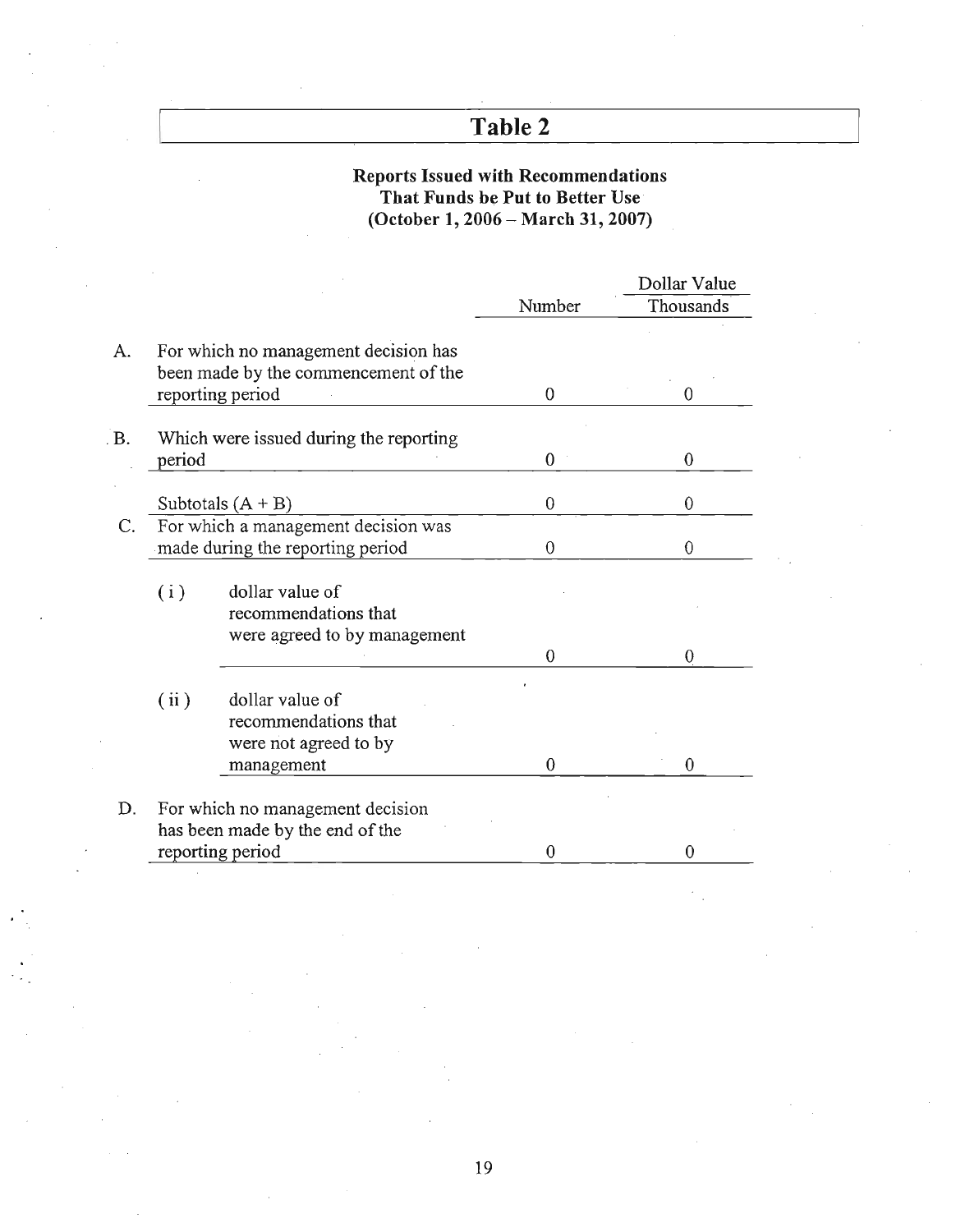## Table 2

**Reports Issued with Recommendations That Funds be Put to Better Use (October 1, 2006 – March 31, 2007)**

| | | Number | Dollar Value Thousands |
|---|---|---|---|
| A. | For which no management decision has been made by the commencement of the reporting period | 0 | 0 |
| B. | Which were issued during the reporting period | 0 | 0 |
| | Subtotals (A + B) | 0 | 0 |
| C. | For which a management decision was made during the reporting period | 0 | 0 |
| | ( i ) dollar value of recommendations that were agreed to by management | 0 | 0 |
| | ( ii ) dollar value of recommendations that were not agreed to by management | 0 | 0 |
| D. | For which no management decision has been made by the end of the reporting period | 0 | 0 |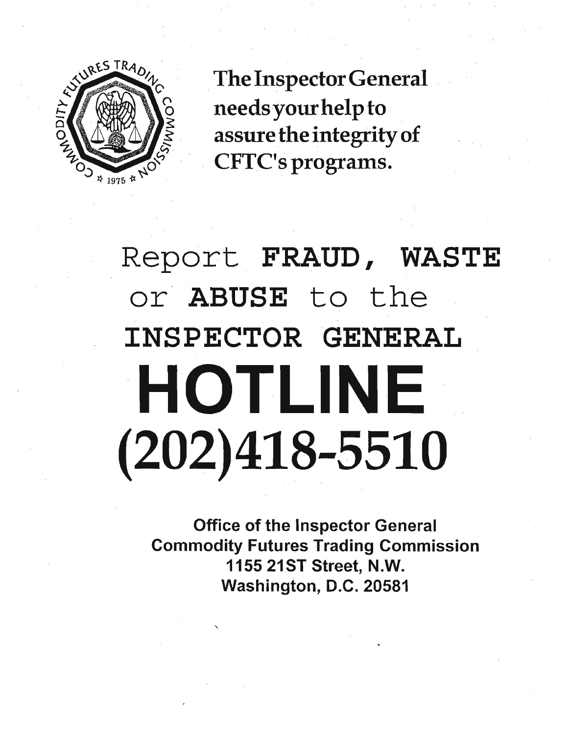The Inspector General needs your help to assure the integrity of CFTC's programs.

# Report **FRAUD, WASTE** or **ABUSE** to the **INSPECTOR GENERAL**

# HOTLINE

# (202)418-5510

**Office of the Inspector General**
**Commodity Futures Trading Commission**
**1155 21ST Street, N.W.**
**Washington, D.C. 20581**